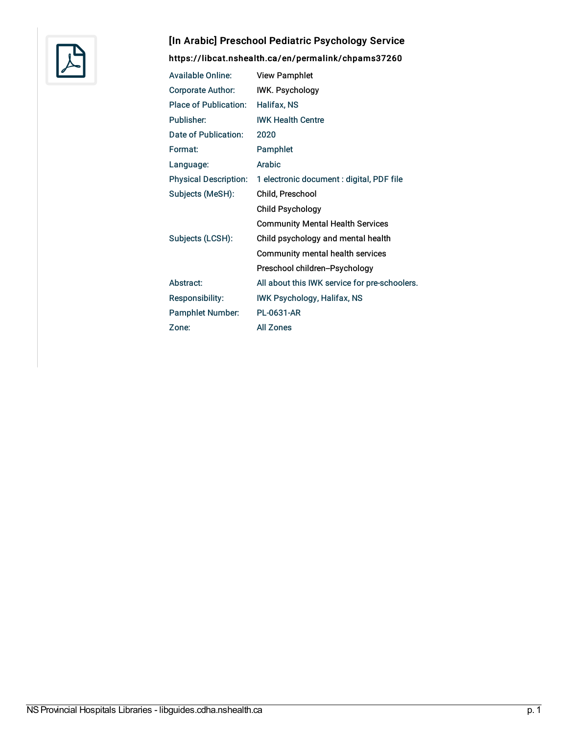## [In Arabic] Preschool Pediatric Psychology Service

**https://libcat.nshealth.ca/en/permalink/chpams37260**

| | |
|---|---|
| Available Online: | View Pamphlet |
| Corporate Author: | IWK. Psychology |
| Place of Publication: | Halifax, NS |
| Publisher: | IWK Health Centre |
| Date of Publication: | 2020 |
| Format: | Pamphlet |
| Language: | Arabic |
| Physical Description: | 1 electronic document : digital, PDF file |
| Subjects (MeSH): | Child, Preschool |
| | Child Psychology |
| | Community Mental Health Services |
| Subjects (LCSH): | Child psychology and mental health |
| | Community mental health services |
| | Preschool children--Psychology |
| Abstract: | All about this IWK service for pre-schoolers. |
| Responsibility: | IWK Psychology, Halifax, NS |
| Pamphlet Number: | PL-0631-AR |
| Zone: | All Zones |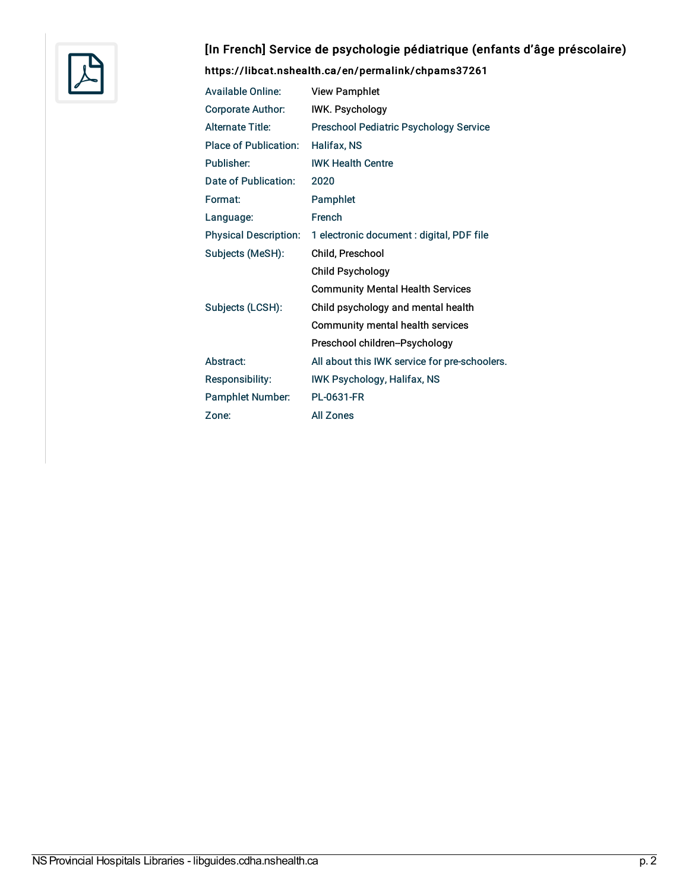## [In French] Service de psychologie pédiatrique (enfants d'âge préscolaire)

**https://libcat.nshealth.ca/en/permalink/chpams37261**

| | |
|---|---|
| Available Online: | View Pamphlet |
| Corporate Author: | IWK. Psychology |
| Alternate Title: | Preschool Pediatric Psychology Service |
| Place of Publication: | Halifax, NS |
| Publisher: | IWK Health Centre |
| Date of Publication: | 2020 |
| Format: | Pamphlet |
| Language: | French |
| Physical Description: | 1 electronic document : digital, PDF file |
| Subjects (MeSH): | Child, Preschool |
| | Child Psychology |
| | Community Mental Health Services |
| Subjects (LCSH): | Child psychology and mental health |
| | Community mental health services |
| | Preschool children--Psychology |
| Abstract: | All about this IWK service for pre-schoolers. |
| Responsibility: | IWK Psychology, Halifax, NS |
| Pamphlet Number: | PL-0631-FR |
| Zone: | All Zones |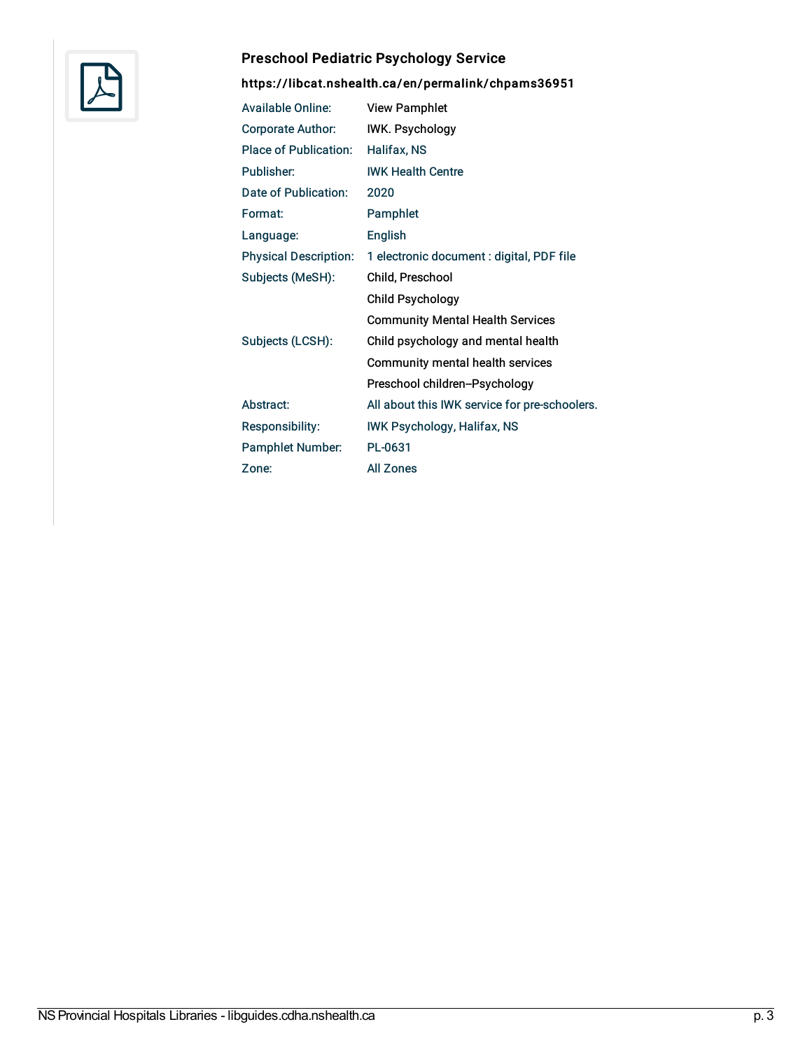### Preschool Pediatric Psychology Service

**https://libcat.nshealth.ca/en/permalink/chpams36951**

| | |
|---|---|
| Available Online: | View Pamphlet |
| Corporate Author: | IWK. Psychology |
| Place of Publication: | Halifax, NS |
| Publisher: | IWK Health Centre |
| Date of Publication: | 2020 |
| Format: | Pamphlet |
| Language: | English |
| Physical Description: | 1 electronic document : digital, PDF file |
| Subjects (MeSH): | Child, Preschool |
| | Child Psychology |
| | Community Mental Health Services |
| Subjects (LCSH): | Child psychology and mental health |
| | Community mental health services |
| | Preschool children--Psychology |
| Abstract: | All about this IWK service for pre-schoolers. |
| Responsibility: | IWK Psychology, Halifax, NS |
| Pamphlet Number: | PL-0631 |
| Zone: | All Zones |